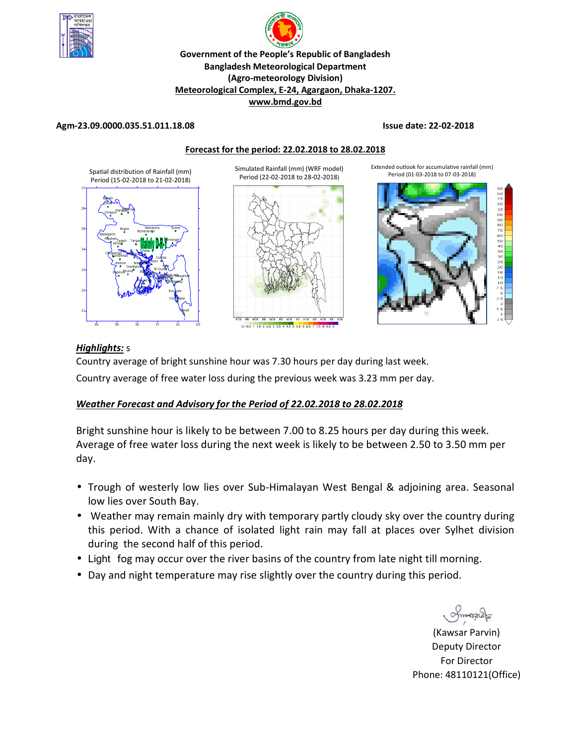Government of the People's Republic of Bangladesh
Bangladesh Meteorological Department
(Agro-meteorology Division)
Meteorological Complex, E-24, Agargaon, Dhaka-1207.
www.bmd.gov.bd

**Agm-23.09.0000.035.51.011.18.08** **Issue date: 22-02-2018**

**Forecast for the period: 22.02.2018 to 28.02.2018**

Spatial distribution of Rainfall (mm) Period (15-02-2018 to 21-02-2018)

Simulated Rainfall (mm) (WRF model) Period (22-02-2018 to 28-02-2018)

Extended outlook for accumulative rainfall (mm) Period (01-03-2018 to 07-03-2018)

***Highlights:*** s

Country average of bright sunshine hour was 7.30 hours per day during last week.

Country average of free water loss during the previous week was 3.23 mm per day.

***Weather Forecast and Advisory for the Period of 22.02.2018 to 28.02.2018***

Bright sunshine hour is likely to be between 7.00 to 8.25 hours per day during this week. Average of free water loss during the next week is likely to be between 2.50 to 3.50 mm per day.

- Trough of westerly low lies over Sub-Himalayan West Bengal & adjoining area. Seasonal low lies over South Bay.
- Weather may remain mainly dry with temporary partly cloudy sky over the country during this period. With a chance of isolated light rain may fall at places over Sylhet division during the second half of this period.
- Light fog may occur over the river basins of the country from late night till morning.
- Day and night temperature may rise slightly over the country during this period.

(Kawsar Parvin)
Deputy Director
For Director
Phone: 48110121(Office)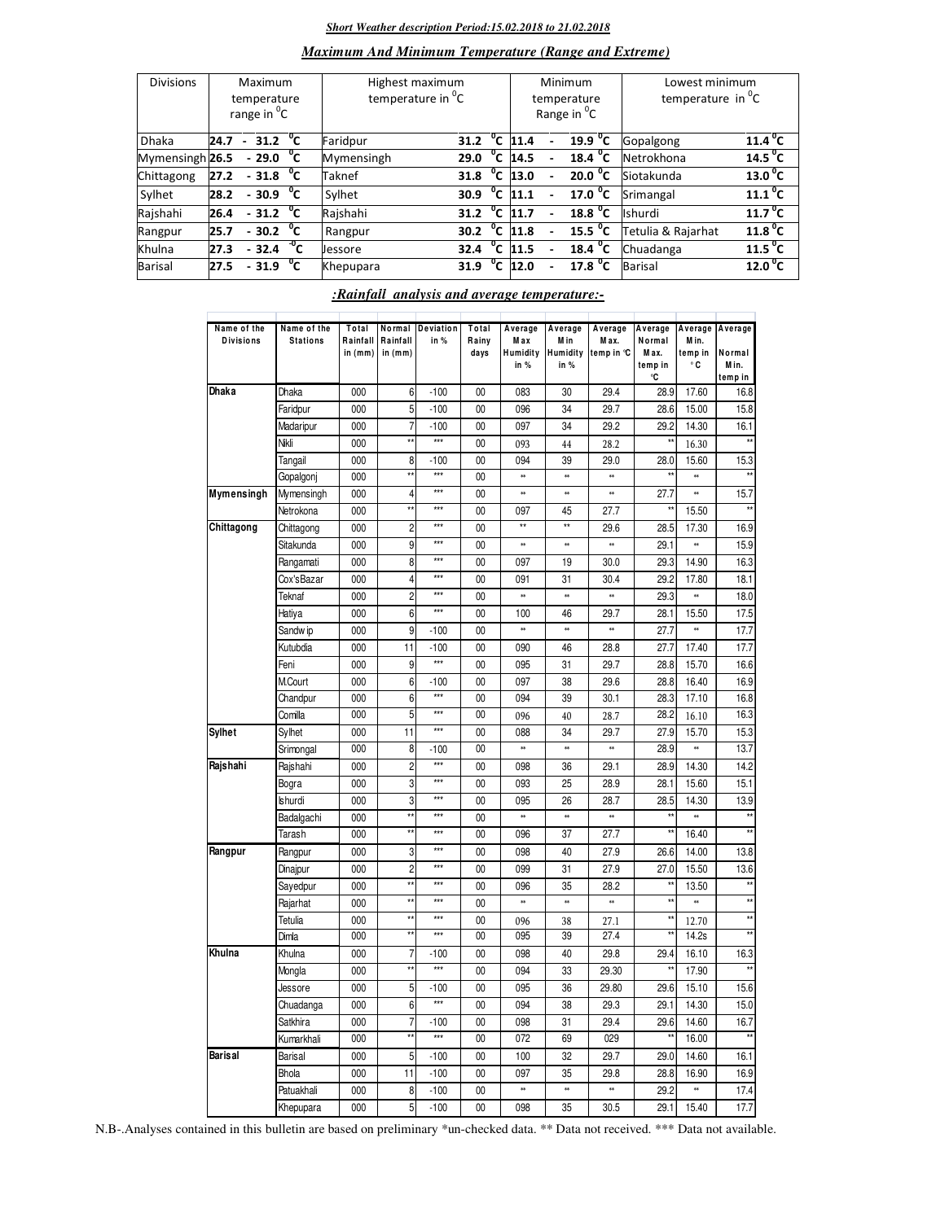***Short Weather description Period:15.02.2018 to 21.02.2018***

## *Maximum And Minimum Temperature (Range and Extreme)*

| Divisions | Maximum temperature range in $^0$C | Highest maximum temperature in $^0$C | | Minimum temperature Range in $^0$C | Lowest minimum temperature in $^0$C | |
|---|---|---|---|---|---|---|
| Dhaka | 24.7 - 31.2 $^0$C | Faridpur | 31.2 $^0$C | 11.4 - 19.9 $^0$C | Gopalgong | 11.4 $^0$C |
| Mymensingh | 26.5 - 29.0 $^0$C | Mymensingh | 29.0 $^0$C | 14.5 - 18.4 $^0$C | Netrokhona | 14.5 $^0$C |
| Chittagong | 27.2 - 31.8 $^0$C | Taknef | 31.8 $^0$C | 13.0 - 20.0 $^0$C | Siotakunda | 13.0 $^0$C |
| Sylhet | 28.2 - 30.9 $^0$C | Sylhet | 30.9 $^0$C | 11.1 - 17.0 $^0$C | Srimangal | 11.1 $^0$C |
| Rajshahi | 26.4 - 31.2 $^0$C | Rajshahi | 31.2 $^0$C | 11.7 - 18.8 $^0$C | Ishurdi | 11.7 $^0$C |
| Rangpur | 25.7 - 30.2 $^0$C | Rangpur | 30.2 $^0$C | 11.8 - 15.5 $^0$C | Tetulia & Rajarhat | 11.8 $^0$C |
| Khulna | 27.3 - 32.4 $^0$C | Jessore | 32.4 $^0$C | 11.5 - 18.4 $^0$C | Chuadanga | 11.5 $^0$C |
| Barisal | 27.5 - 31.9 $^0$C | Khepupara | 31.9 $^0$C | 12.0 - 17.8 $^0$C | Barisal | 12.0 $^0$C |

## *:Rainfall analysis and average temperature:-*

| Name of the Divisions | Name of the Stations | Total Rainfall in (mm) | Normal Rainfall in (mm) | Deviation in % | Total Rainy days | Average Max Humidity in % | Average Min Humidity in % | Average Max. temp in ℃ | Average Normal Max. temp in ℃ | Average Min. temp in °C | Average Normal Min. temp in |
|---|---|---|---|---|---|---|---|---|---|---|---|
| **Dhaka** | Dhaka | 000 | 6 | -100 | 00 | 083 | 30 | 29.4 | 28.9 | 17.60 | 16.8 |
| | Faridpur | 000 | 5 | -100 | 00 | 096 | 34 | 29.7 | 28.6 | 15.00 | 15.8 |
| | Madaripur | 000 | 7 | -100 | 00 | 097 | 34 | 29.2 | 29.2 | 14.30 | 16.1 |
| | Nikli | 000 | ** | *** | 00 | 093 | 44 | 28.2 | ** | 16.30 | ** |
| | Tangail | 000 | 8 | -100 | 00 | 094 | 39 | 29.0 | 28.0 | 15.60 | 15.3 |
| | Gopalgonj | 000 | ** | *** | 00 | ** | ** | ** | ** | ** | ** |
| **Mymensingh** | Mymensingh | 000 | 4 | *** | 00 | ** | ** | ** | 27.7 | ** | 15.7 |
| | Netrokona | 000 | ** | *** | 00 | 097 | 45 | 27.7 | ** | 15.50 | ** |
| **Chittagong** | Chittagong | 000 | 2 | *** | 00 | ** | ** | 29.6 | 28.5 | 17.30 | 16.9 |
| | Sitakunda | 000 | 9 | *** | 00 | ** | ** | ** | 29.1 | ** | 15.9 |
| | Rangamati | 000 | 8 | *** | 00 | 097 | 19 | 30.0 | 29.3 | 14.90 | 16.3 |
| | Cox'sBazar | 000 | 4 | *** | 00 | 091 | 31 | 30.4 | 29.2 | 17.80 | 18.1 |
| | Teknaf | 000 | 2 | *** | 00 | ** | ** | ** | 29.3 | ** | 18.0 |
| | Hatiya | 000 | 6 | *** | 00 | 100 | 46 | 29.7 | 28.1 | 15.50 | 17.5 |
| | Sandwip | 000 | 9 | -100 | 00 | ** | ** | ** | 27.7 | ** | 17.7 |
| | Kutubdia | 000 | 11 | -100 | 00 | 090 | 46 | 28.8 | 27.7 | 17.40 | 17.7 |
| | Feni | 000 | 9 | *** | 00 | 095 | 31 | 29.7 | 28.8 | 15.70 | 16.6 |
| | M.Court | 000 | 6 | -100 | 00 | 097 | 38 | 29.6 | 28.8 | 16.40 | 16.9 |
| | Chandpur | 000 | 6 | *** | 00 | 094 | 39 | 30.1 | 28.3 | 17.10 | 16.8 |
| | Comilla | 000 | 5 | *** | 00 | 096 | 40 | 28.7 | 28.2 | 16.10 | 16.3 |
| **Sylhet** | Sylhet | 000 | 11 | *** | 00 | 088 | 34 | 29.7 | 27.9 | 15.70 | 15.3 |
| | Srimongal | 000 | 8 | -100 | 00 | ** | ** | ** | 28.9 | ** | 13.7 |
| **Rajshahi** | Rajshahi | 000 | 2 | *** | 00 | 098 | 36 | 29.1 | 28.9 | 14.30 | 14.2 |
| | Bogra | 000 | 3 | *** | 00 | 093 | 25 | 28.9 | 28.1 | 15.60 | 15.1 |
| | Ishurdi | 000 | 3 | *** | 00 | 095 | 26 | 28.7 | 28.5 | 14.30 | 13.9 |
| | Badalgachi | 000 | ** | *** | 00 | ** | ** | ** | ** | ** | ** |
| | Tarash | 000 | ** | *** | 00 | 096 | 37 | 27.7 | ** | 16.40 | ** |
| **Rangpur** | Rangpur | 000 | 3 | *** | 00 | 098 | 40 | 27.9 | 26.6 | 14.00 | 13.8 |
| | Dinajpur | 000 | 2 | *** | 00 | 099 | 31 | 27.9 | 27.0 | 15.50 | 13.6 |
| | Sayedpur | 000 | ** | *** | 00 | 096 | 35 | 28.2 | ** | 13.50 | ** |
| | Rajarhat | 000 | ** | *** | 00 | ** | ** | ** | ** | ** | ** |
| | Tetulia | 000 | ** | *** | 00 | 096 | 38 | 27.1 | ** | 12.70 | ** |
| | Dimla | 000 | ** | *** | 00 | 095 | 39 | 27.4 | ** | 14.2s | ** |
| **Khulna** | Khulna | 000 | 7 | -100 | 00 | 098 | 40 | 29.8 | 29.4 | 16.10 | 16.3 |
| | Mongla | 000 | ** | *** | 00 | 094 | 33 | 29.30 | ** | 17.90 | ** |
| | Jessore | 000 | 5 | -100 | 00 | 095 | 36 | 29.80 | 29.6 | 15.10 | 15.6 |
| | Chuadanga | 000 | 6 | *** | 00 | 094 | 38 | 29.3 | 29.1 | 14.30 | 15.0 |
| | Satkhira | 000 | 7 | -100 | 00 | 098 | 31 | 29.4 | 29.6 | 14.60 | 16.7 |
| | Kumarkhali | 000 | ** | *** | 00 | 072 | 69 | 029 | ** | 16.00 | ** |
| **Barisal** | Barisal | 000 | 5 | -100 | 00 | 100 | 32 | 29.7 | 29.0 | 14.60 | 16.1 |
| | Bhola | 000 | 11 | -100 | 00 | 097 | 35 | 29.8 | 28.8 | 16.90 | 16.9 |
| | Patuakhali | 000 | 8 | -100 | 00 | ** | ** | ** | 29.2 | ** | 17.4 |
| | Khepupara | 000 | 5 | -100 | 00 | 098 | 35 | 30.5 | 29.1 | 15.40 | 17.7 |

N.B-.Analyses contained in this bulletin are based on preliminary *un-checked data. ** Data not received. *** Data not available.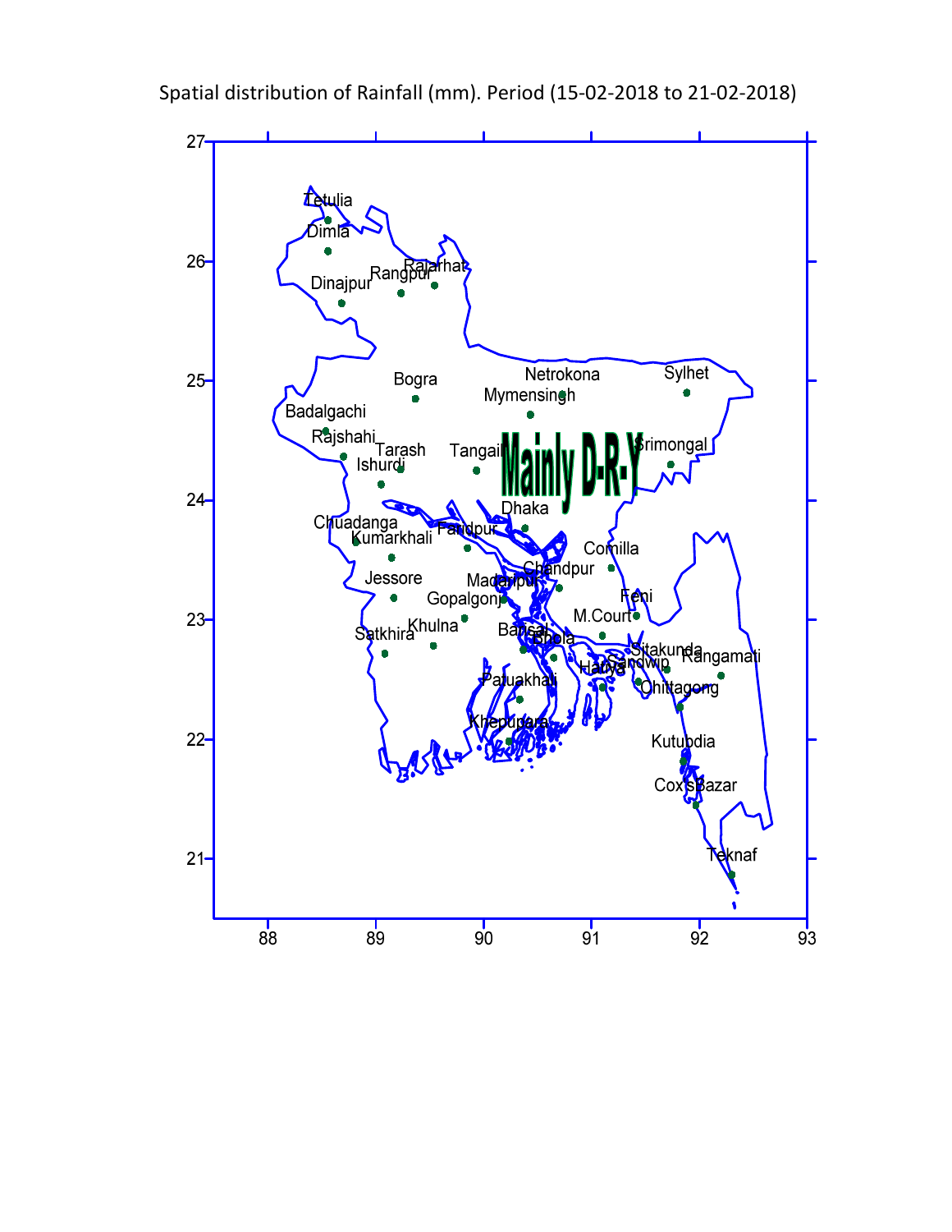Spatial distribution of Rainfall (mm). Period (15-02-2018 to 21-02-2018)

Mainly D-R-Y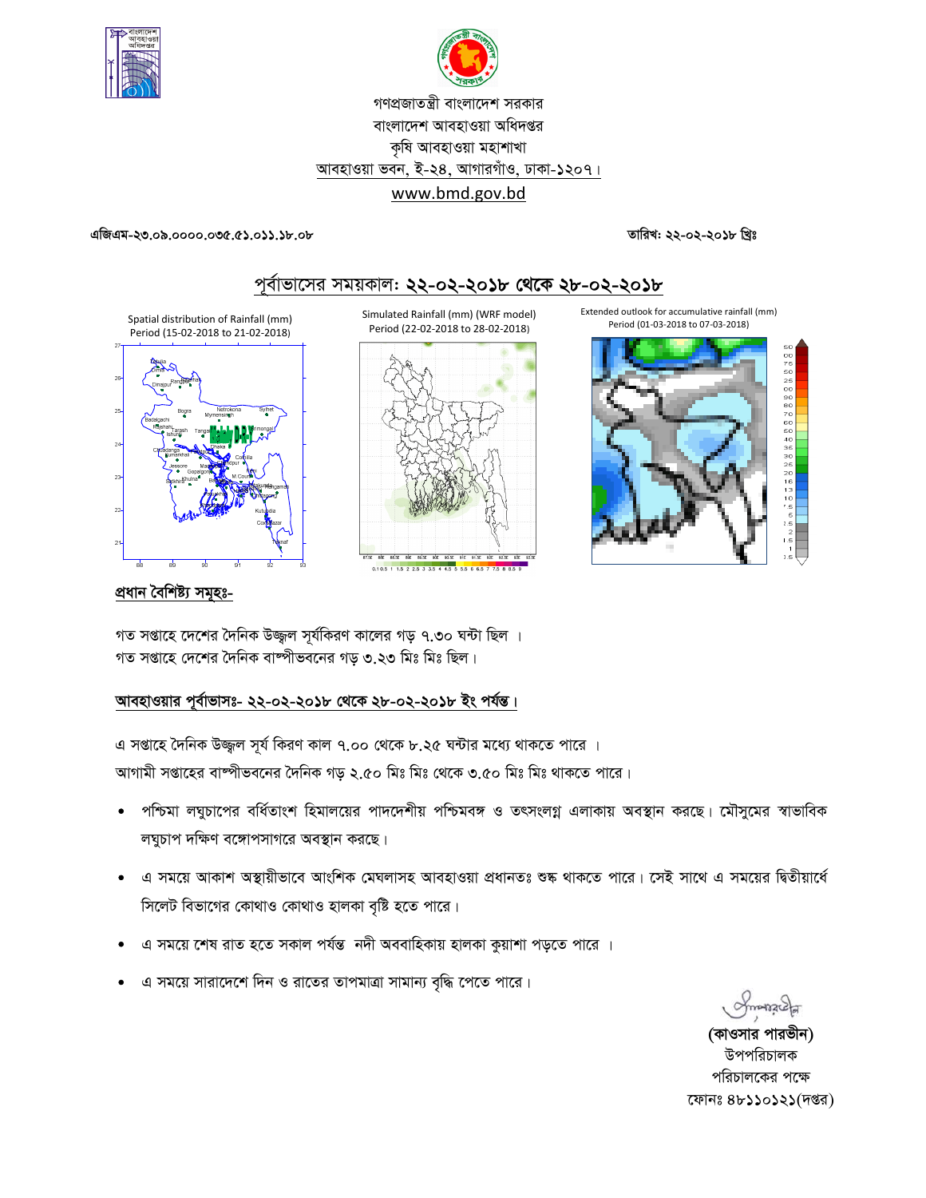গণপ্রজাতন্ত্রী বাংলাদেশ সরকার
বাংলাদেশ আবহাওয়া অধিদপ্তর
কৃষি আবহাওয়া মহাশাখা
আবহাওয়া ভবন, ই-২৪, আগারগাঁও, ঢাকা-১২০৭।
www.bmd.gov.bd

এজিএম-২৩.০৯.০০০০.০৩৫.৫১.০১১.১৮.০৮ তারিখ: ২২-০২-২০১৮ খ্রিঃ

## পূর্বাভাসের সময়কাল: ২২-০২-২০১৮ থেকে ২৮-০২-২০১৮

Spatial distribution of Rainfall (mm) Period (15-02-2018 to 21-02-2018)

Simulated Rainfall (mm) (WRF model) Period (22-02-2018 to 28-02-2018)

Extended outlook for accumulative rainfall (mm) Period (01-03-2018 to 07-03-2018)

### প্রধান বৈশিষ্ট্য সমূহঃ-

গত সপ্তাহে দেশের দৈনিক উজ্জ্বল সূর্যকিরণ কালের গড় ৭.৩০ ঘন্টা ছিল ।
গত সপ্তাহে দেশের দৈনিক বাষ্পীভবনের গড় ৩.২৩ মিঃ মিঃ ছিল।

### আবহাওয়ার পূর্বাভাসঃ- ২২-০২-২০১৮ থেকে ২৮-০২-২০১৮ ইং পর্যন্ত।

এ সপ্তাহে দৈনিক উজ্জ্বল সূর্য কিরণ কাল ৭.০০ থেকে ৮.২৫ ঘন্টার মধ্যে থাকতে পারে ।
আগামী সপ্তাহের বাষ্পীভবনের দৈনিক গড় ২.৫০ মিঃ মিঃ থেকে ৩.৫০ মিঃ মিঃ থাকতে পারে।

- পশ্চিমা লঘুচাপের বর্ধিতাংশ হিমালয়ের পাদদেশীয় পশ্চিমবঙ্গ ও তৎসংলগ্ন এলাকায় অবস্থান করছে। মৌসুমের স্বাভাবিক লঘুচাপ দক্ষিণ বঙ্গোপসাগরে অবস্থান করছে।
- এ সময়ে আকাশ অস্থায়ীভাবে আংশিক মেঘলাসহ আবহাওয়া প্রধানতঃ শুষ্ক থাকতে পারে। সেই সাথে এ সময়ের দ্বিতীয়ার্ধে সিলেট বিভাগের কোথাও কোথাও হালকা বৃষ্টি হতে পারে।
- এ সময়ে শেষ রাত হতে সকাল পর্যন্ত নদী অববাহিকায় হালকা কুয়াশা পড়তে পারে ।
- এ সময়ে সারাদেশে দিন ও রাতের তাপমাত্রা সামান্য বৃদ্ধি পেতে পারে।

**(কাওসার পারভীন)**
উপপরিচালক
পরিচালকের পক্ষে
ফোনঃ ৪৮১১০১২১(দপ্তর)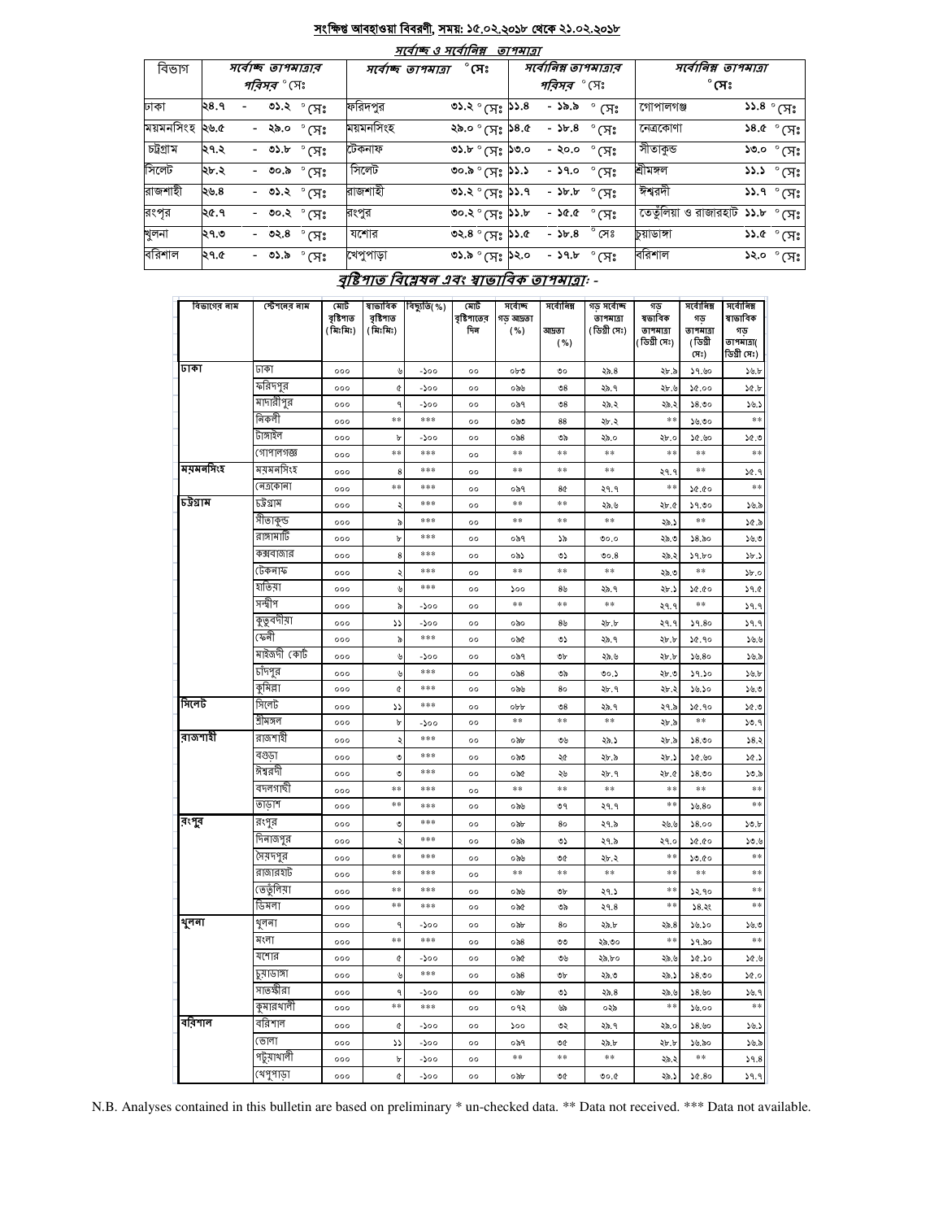## সংক্ষিপ্ত আবহাওয়া বিবরণী, সময়: ১৫.০২.২০১৮ থেকে ২১.০২.২০১৮

### সর্বোচ্চ ও সর্বোনিম্ন তাপমাত্রা

| বিভাগ | সর্বোচ্চ তাপমাত্রার পরিসর °সেঃ | সর্বোচ্চ তাপমাত্রা °সেঃ | | সর্বোনিম্ন তাপমাত্রার পরিসর °সেঃ | সর্বোনিম্ন তাপমাত্রা °সেঃ | |
|---|---|---|---|---|---|---|
| ঢাকা | ২৪.৭ - ৩১.২ °সেঃ | ফরিদপুর | ৩১.২ °সেঃ | ১১.৪ - ১৯.৯ °সেঃ | গোপালগঞ্জ | ১১.৪ °সেঃ |
| ময়মনসিংহ | ২৬.৫ - ২৯.০ °সেঃ | ময়মনসিংহ | ২৯.০ °সেঃ | ১৪.৫ - ১৮.৪ °সেঃ | নেত্রকোণা | ১৪.৫ °সেঃ |
| চট্টগ্রাম | ২৭.২ - ৩১.৮ °সেঃ | টেকনাফ | ৩১.৮ °সেঃ | ১৩.০ - ২০.০ °সেঃ | সীতাকুন্ড | ১৩.০ °সেঃ |
| সিলেট | ২৮.২ - ৩০.৯ °সেঃ | সিলেট | ৩০.৯ °সেঃ | ১১.১ - ১৭.০ °সেঃ | শ্রীমঙ্গল | ১১.১ °সেঃ |
| রাজশাহী | ২৬.৪ - ৩১.২ °সেঃ | রাজশাহী | ৩১.২ °সেঃ | ১১.৭ - ১৮.৮ °সেঃ | ঈশ্বরদী | ১১.৭ °সেঃ |
| রংপুর | ২৫.৭ - ৩০.২ °সেঃ | রংপুর | ৩০.২ °সেঃ | ১১.৮ - ১৫.৫ °সেঃ | তেতুঁলিয়া ও রাজারহাট | ১১.৮ °সেঃ |
| খুলনা | ২৭.৩ - ৩২.৪ °সেঃ | যশোর | ৩২.৪ °সেঃ | ১১.৫ - ১৮.৪ °সেঃ | চুয়াডাঙ্গা | ১১.৫ °সেঃ |
| বরিশাল | ২৭.৫ - ৩১.৯ °সেঃ | খেপুপাড়া | ৩১.৯ °সেঃ | ১২.০ - ১৭.৮ °সেঃ | বরিশাল | ১২.০ °সেঃ |

### বৃষ্টিপাত বিশ্লেষন এবং স্বাভাবিক তাপমাত্রা -

| বিভাগের নাম | স্টেশনের নাম | মোট বৃষ্টিপাত (মিঃমিঃ) | স্বাভাবিক বৃষ্টিপাত (মিঃমিঃ) | বিচ্যুতি(%) | মোট বৃষ্টিপাতের দিন | সর্বোচ্চ গড় আদ্রতা (%) | সর্বোনিম্ন আদ্রতা (%) | গড় সর্বোচ্চ তাপমাত্রা (ডিগ্রী সেঃ) | গড় স্বাভাবিক তাপমাত্রা (ডিগ্রী সেঃ) | সর্বোনিম্ন গড় তাপমাত্রা (ডিগ্রী সেঃ) | সর্বোনিম্ন স্বাভাবিক গড় তাপমাত্রা(ডিগ্রী সেঃ) |
|---|---|---|---|---|---|---|---|---|---|---|---|
| ঢাকা | ঢাকা | ০০০ | ৬ | -১০০ | ০০ | ০৮৩ | ৩০ | ২৯.৪ | ২৮.৯ | ১৭.৬৩ | ১৬.৮ |
| | ফরিদপুর | ০০০ | ৫ | -১০০ | ০০ | ০৯৬ | ৩৪ | ২৯.৭ | ২৮.৬ | ১৫.০০ | ১৫.৮ |
| | মাদারীপুর | ০০০ | ৭ | -১০০ | ০০ | ০৯৭ | ৩৪ | ২৯.২ | ২৯.২ | ১৪.৩০ | ১৬.১ |
| | নিকলী | ০০০ | ** | *** | ০০ | ০৯৩ | ৪৪ | ২৮.২ | ** | ১৬.৩০ | ** |
| | টাঙ্গাইল | ০০০ | ৮ | -১০০ | ০০ | ০৯৪ | ৩৯ | ২৯.০ | ২৮.০ | ১৫.৬০ | ১৫.৩ |
| | গোপালগঞ্জ | ০০০ | ** | *** | ০০ | ** | ** | ** | ** | ** | ** |
| ময়মনসিংহ | ময়মনসিংহ | ০০০ | ৪ | *** | ০০ | ** | ** | ** | ২৭.৭ | ** | ১৫.৭ |
| | নেত্রকোনা | ০০০ | ** | *** | ০০ | ০৯৭ | ৪৫ | ২৭.৭ | ** | ১৫.৫০ | ** |
| চট্টগ্রাম | চট্টগ্রাম | ০০০ | ২ | *** | ০০ | ** | ** | ২৯.৬ | ২৮.৫ | ১৭.৩০ | ১৬.৯ |
| | সীতাকুন্ড | ০০০ | ৯ | *** | ০০ | ** | ** | ** | ২৯.১ | ** | ১৫.৯ |
| | রাঙ্গামাটি | ০০০ | ৮ | *** | ০০ | ০৯৭ | ১৯ | ৩০.০ | ২৯.৩ | ১৪.৯০ | ১৬.৩ |
| | কক্সবাজার | ০০০ | ৪ | *** | ০০ | ০৯১ | ৩১ | ৩০.৪ | ২৯.২ | ১৭.৮০ | ১৮.১ |
| | টেকনাফ | ০০০ | ২ | *** | ০০ | ** | ** | ** | ২৯.৩ | ** | ১৮.০ |
| | হাতিয়া | ০০০ | ৬ | *** | ০০ | ১০০ | ৪৬ | ২৯.৭ | ২৮.১ | ১৫.৫০ | ১৭.৫ |
| | সন্দ্বীপ | ০০০ | ৯ | -১০০ | ০০ | ** | ** | ** | ২৭.৭ | ** | ১৭.৭ |
| | কুতুবদীয়া | ০০০ | ১১ | -১০০ | ০০ | ০৯০ | ৪৬ | ২৮.৮ | ২৭.৭ | ১৭.৪০ | ১৭.৭ |
| | ফেনী | ০০০ | ৯ | *** | ০০ | ০৯৫ | ৩১ | ২৯.৭ | ২৮.৮ | ১৫.৭০ | ১৬.৬ |
| | মাইজদী কোর্ট | ০০০ | ৬ | -১০০ | ০০ | ০৯৭ | ৩৮ | ২৯.৬ | ২৮.৮ | ১৬.৪০ | ১৬.৯ |
| | চাঁদপুর | ০০০ | ৬ | *** | ০০ | ০৯৪ | ৩৯ | ৩০.১ | ২৮.৩ | ১৭.১০ | ১৬.৮ |
| | কুমিল্লা | ০০০ | ৫ | *** | ০০ | ০৯৬ | ৪০ | ২৮.৭ | ২৮.২ | ১৬.১০ | ১৬.৩ |
| সিলেট | সিলেট | ০০০ | ১১ | *** | ০০ | ০৮৮ | ৩৪ | ২৯.৭ | ২৭.৯ | ১৫.৭০ | ১৫.৩ |
| | শ্রীমঙ্গল | ০০০ | ৮ | -১০০ | ০০ | ** | ** | ** | ২৮.৯ | ** | ১৩.৭ |
| রাজশাহী | রাজশাহী | ০০০ | ২ | *** | ০০ | ০৯৮ | ৩৬ | ২৯.১ | ২৮.৯ | ১৪.৩০ | ১৪.২ |
| | বগুড়া | ০০০ | ৩ | *** | ০০ | ০৯৩ | ২৫ | ২৮.৯ | ২৮.১ | ১৫.৬০ | ১৫.১ |
| | ঈশ্বরদী | ০০০ | ৩ | *** | ০০ | ০৯৫ | ২৬ | ২৮.৭ | ২৮.৫ | ১৪.৩০ | ১৩.৯ |
| | বদলগাছী | ০০০ | ** | *** | ০০ | ** | ** | ** | ** | ** | ** |
| | তাড়াশ | ০০০ | ** | *** | ০০ | ০৯৬ | ৩৭ | ২৭.৭ | ** | ১৬.৪০ | ** |
| রংপুর | রংপুর | ০০০ | ৩ | *** | ০০ | ০৯৮ | ৪০ | ২৭.৯ | ২৬.৬ | ১৪.০০ | ১৩.৮ |
| | দিনাজপুর | ০০০ | ২ | *** | ০০ | ০৯৯ | ৩১ | ২৭.৯ | ২৭.০ | ১৫.৫০ | ১৩.৬ |
| | সৈয়দপুর | ০০০ | ** | *** | ০০ | ০৯৬ | ৩৫ | ২৮.২ | ** | ১৩.৫০ | ** |
| | রাজারহাট | ০০০ | ** | *** | ০০ | ** | ** | ** | ** | ** | ** |
| | তেতুঁলিয়া | ০০০ | ** | *** | ০০ | ০৯৬ | ৩৮ | ২৭.১ | ** | ১২.৭০ | ** |
| | ডিমলা | ০০০ | ** | *** | ০০ | ০৯৫ | ৩৯ | ২৭.৪ | ** | ১৪.২২ | ** |
| খুলনা | খুলনা | ০০০ | ৭ | -১০০ | ০০ | ০৯৮ | ৪০ | ২৯.৮ | ২৯.৪ | ১৬.১০ | ১৬.৩ |
| | মংলা | ০০০ | ** | *** | ০০ | ০৯৪ | ৩৩ | ২৯.৩০ | ** | ১৭.৯০ | ** |
| | যশোর | ০০০ | ৫ | -১০০ | ০০ | ০৯৫ | ৩৬ | ২৯.৮০ | ২৯.৬ | ১৫.১০ | ১৫.৬ |
| | চুয়াডাঙ্গা | ০০০ | ৬ | *** | ০০ | ০৯৪ | ৩৮ | ২৯.৩ | ২৯.১ | ১৪.৩০ | ১৫.০ |
| | সাতক্ষীরা | ০০০ | ৭ | -১০০ | ০০ | ০৯৮ | ৩১ | ২৯.৪ | ২৯.৬ | ১৪.৬০ | ১৬.৭ |
| | কুমারখালী | ০০০ | ** | *** | ০০ | ০৭২ | ৬৯ | ০২৯ | ** | ১৬.০০ | ** |
| বরিশাল | বরিশাল | ০০০ | ৫ | -১০০ | ০০ | ১০০ | ৩২ | ২৯.৭ | ২৯.০ | ১৪.৬০ | ১৬.১ |
| | ভোলা | ০০০ | ১১ | -১০০ | ০০ | ০৯৭ | ৩৫ | ২৯.৮ | ২৮.৮ | ১৬.৯০ | ১৬.৯ |
| | পটুয়াখালী | ০০০ | ৮ | -১০০ | ০০ | ** | ** | ** | ২৯.২ | ** | ১৭.৪ |
| | খেপুপাড়া | ০০০ | ৫ | -১০০ | ০০ | ০৯৮ | ৩৫ | ৩০.৫ | ২৯.১ | ১৫.৪০ | ১৭.৭ |

N.B. Analyses contained in this bulletin are based on preliminary * un-checked data. ** Data not received. *** Data not available.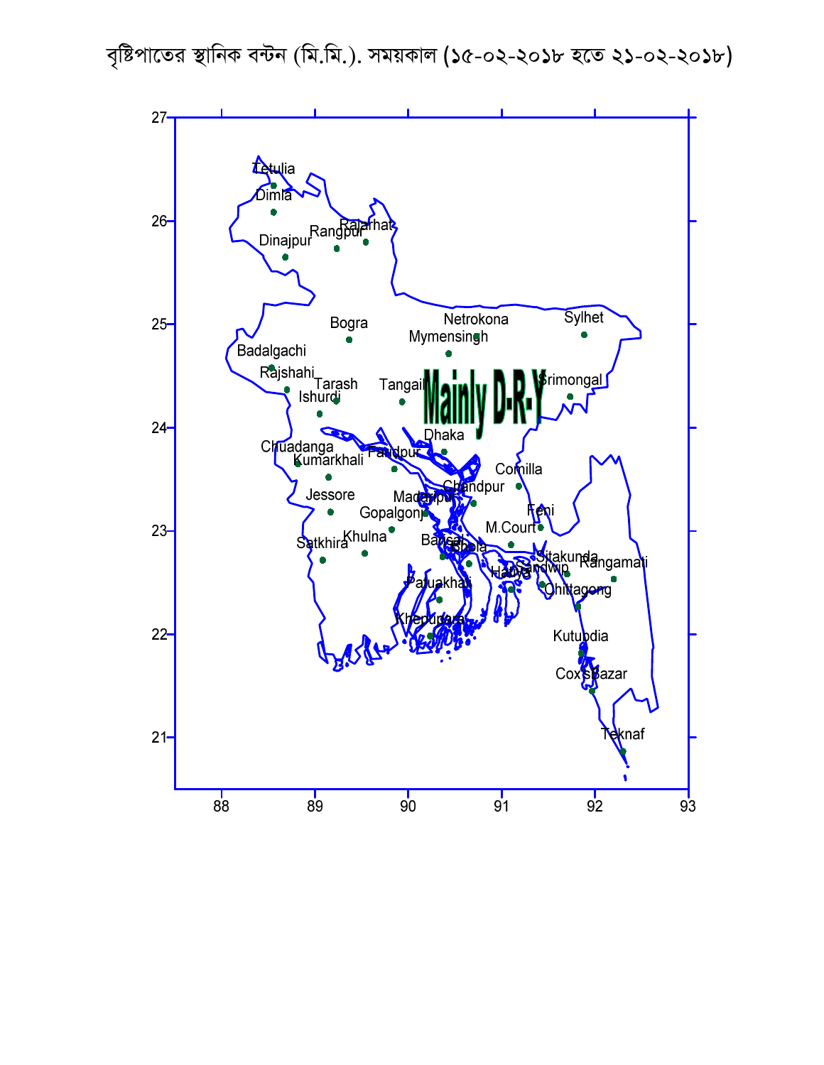বৃষ্টিপাতের স্থানিক বন্টন (মি.মি.). সময়কাল (১৫-০২-২০১৮ হতে ২১-০২-২০১৮)

Mainly D-R-Y

Tetulia
Dimla
Dinajpur
Rangpur
Rajarhat
Bogra
Netrokona
Sylhet
Mymensingh
Badalgachi
Rajshahi
Tarash
Tangail
Srimongal
Ishurdi
Dhaka
Chuadanga
Faridpur
Kumarkhali
Comilla
Chandpur
Jessore
Madaripur
Gopalgonj
Feni
M.Court
Satkhira
Khulna
Barisal
Bhola
Sitakunda
Hatiya
Sandwip
Rangamati
Patuakhali
Chittagong
Khepupara
Kutubdia
Cox's Bazar
Teknaf

27
26
25
24
23
22
21

88
89
90
91
92
93